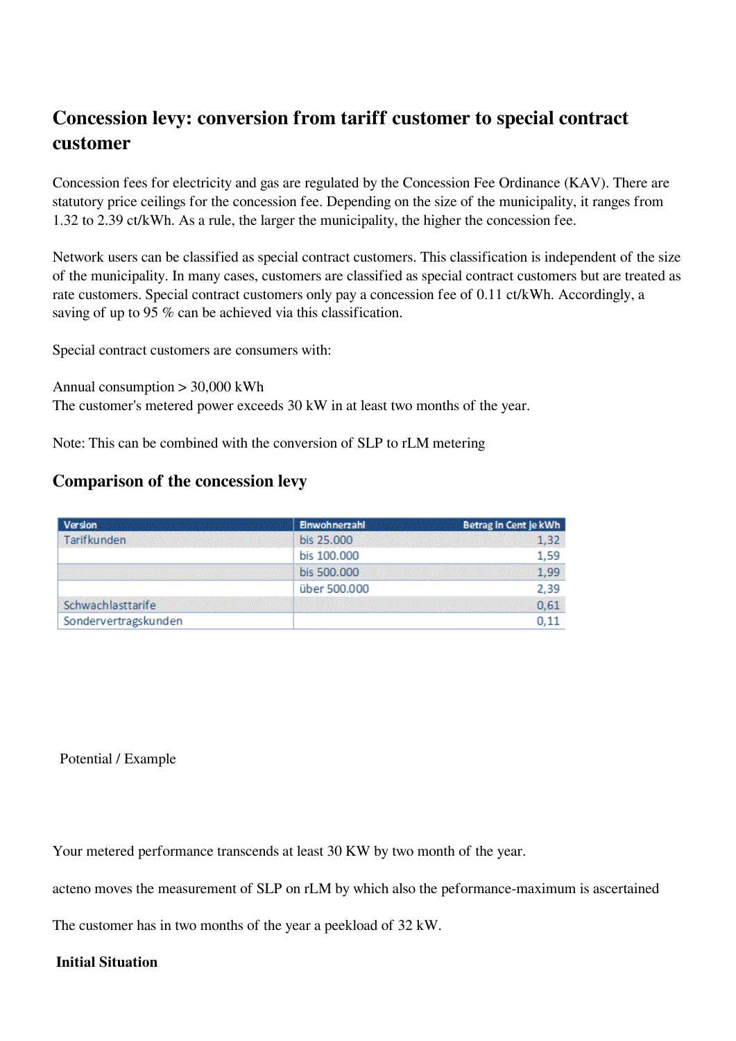## Concession levy: conversion from tariff customer to special contract customer

Concession fees for electricity and gas are regulated by the Concession Fee Ordinance (KAV). There are statutory price ceilings for the concession fee. Depending on the size of the municipality, it ranges from 1.32 to 2.39 ct/kWh. As a rule, the larger the municipality, the higher the concession fee.

Network users can be classified as special contract customers. This classification is independent of the size of the municipality. In many cases, customers are classified as special contract customers but are treated as rate customers. Special contract customers only pay a concession fee of 0.11 ct/kWh. Accordingly, a saving of up to 95 % can be achieved via this classification.

Special contract customers are consumers with:

Annual consumption > 30,000 kWh
The customer's metered power exceeds 30 kW in at least two months of the year.

Note: This can be combined with the conversion of SLP to rLM metering

### Comparison of the concession levy

| Version | Einwohnerzahl | Betrag in Cent je kWh |
|---|---|---|
| Tarifkunden | bis 25.000 | 1,32 |
| | bis 100.000 | 1,59 |
| | bis 500.000 | 1,99 |
| | über 500.000 | 2,39 |
| Schwachlasttarife | | 0,61 |
| Sondervertragskunden | | 0,11 |

Potential / Example

Your metered performance transcends at least 30 KW by two month of the year.

acteno moves the measurement of SLP on rLM by which also the peformance-maximum is ascertained

The customer has in two months of the year a peekload of 32 kW.

**Initial Situation**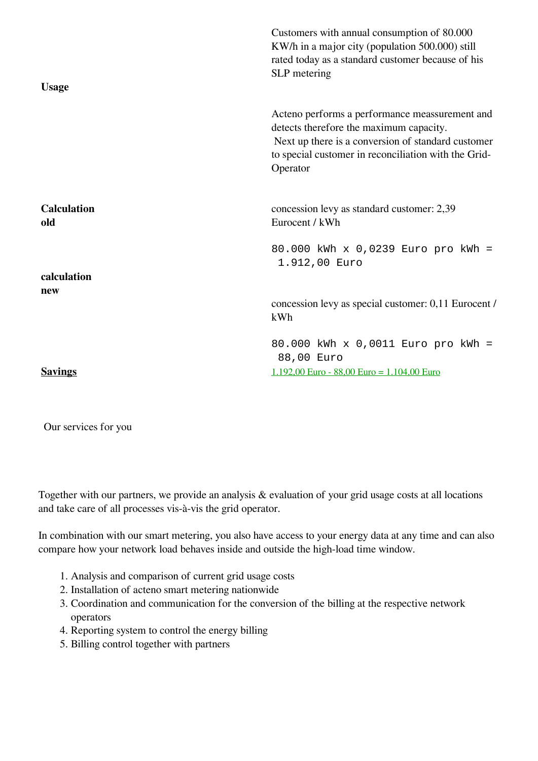| | |
|---|---|
| **Usage** | Customers with annual consumption of 80.000 KW/h in a major city (population 500.000) still rated today as a standard customer because of his SLP metering<br><br>Acteno performs a performance meassurement and detects therefore the maximum capacity.<br>Next up there is a conversion of standard customer to special customer in reconciliation with the Grid-Operator |
| **Calculation old** | concession levy as standard customer: 2,39 Eurocent / kWh<br><br>`80.000 kWh x 0,0239 Euro pro kWh = 1.912,00 Euro` |
| **calculation new** | concession levy as special customer: 0,11 Eurocent / kWh<br><br>`80.000 kWh x 0,0011 Euro pro kWh = 88,00 Euro` |
| **<u>Savings</u>** | <u>1.192,00 Euro - 88,00 Euro = 1.104,00 Euro</u> |

Our services for you

Together with our partners, we provide an analysis & evaluation of your grid usage costs at all locations and take care of all processes vis-à-vis the grid operator.

In combination with our smart metering, you also have access to your energy data at any time and can also compare how your network load behaves inside and outside the high-load time window.

1. Analysis and comparison of current grid usage costs
2. Installation of acteno smart metering nationwide
3. Coordination and communication for the conversion of the billing at the respective network operators
4. Reporting system to control the energy billing
5. Billing control together with partners